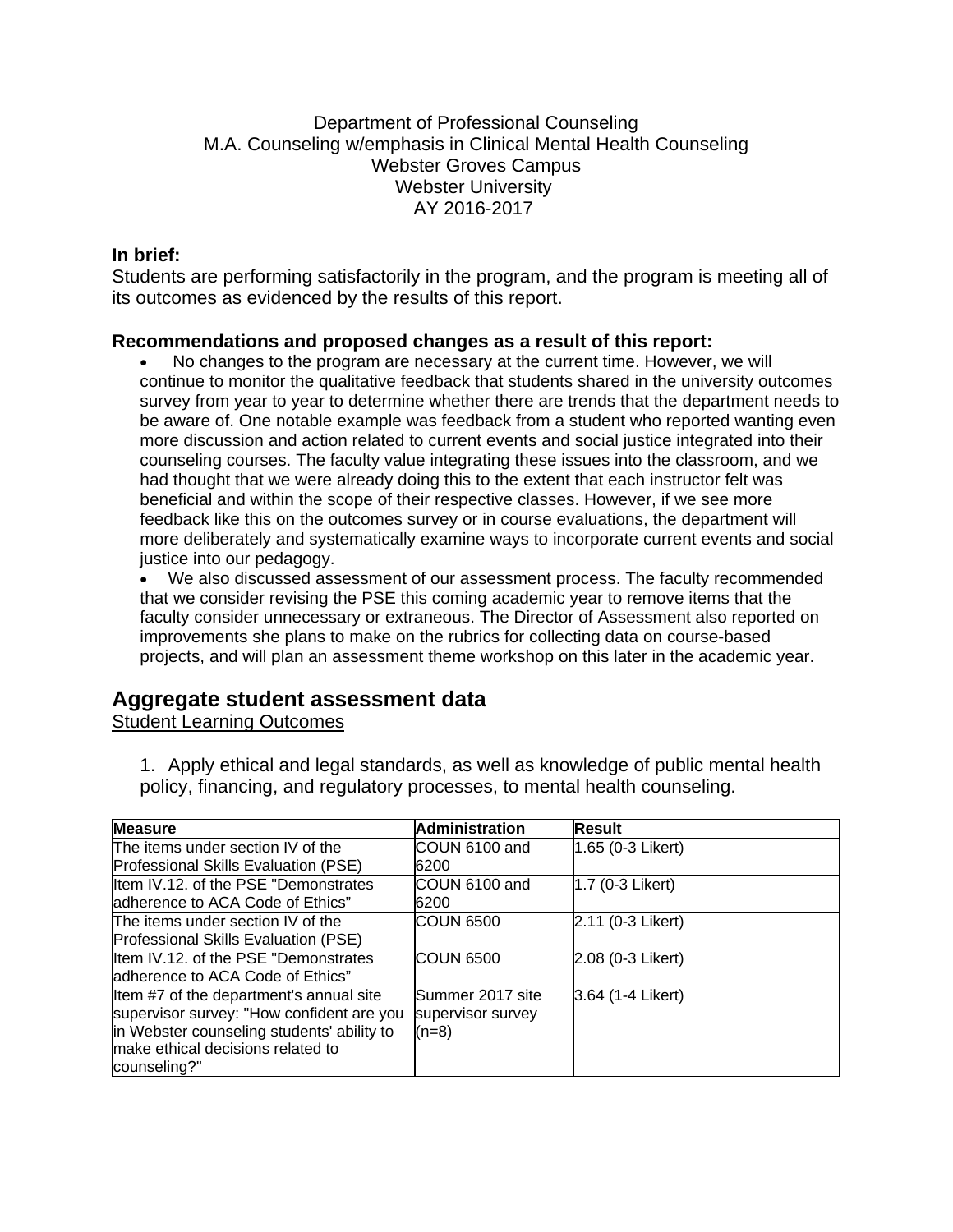Department of Professional Counseling
M.A. Counseling w/emphasis in Clinical Mental Health Counseling
Webster Groves Campus
Webster University
AY 2016-2017

**In brief:**

Students are performing satisfactorily in the program, and the program is meeting all of its outcomes as evidenced by the results of this report.

**Recommendations and proposed changes as a result of this report:**

- No changes to the program are necessary at the current time. However, we will continue to monitor the qualitative feedback that students shared in the university outcomes survey from year to year to determine whether there are trends that the department needs to be aware of. One notable example was feedback from a student who reported wanting even more discussion and action related to current events and social justice integrated into their counseling courses. The faculty value integrating these issues into the classroom, and we had thought that we were already doing this to the extent that each instructor felt was beneficial and within the scope of their respective classes. However, if we see more feedback like this on the outcomes survey or in course evaluations, the department will more deliberately and systematically examine ways to incorporate current events and social justice into our pedagogy.
- We also discussed assessment of our assessment process. The faculty recommended that we consider revising the PSE this coming academic year to remove items that the faculty consider unnecessary or extraneous. The Director of Assessment also reported on improvements she plans to make on the rubrics for collecting data on course-based projects, and will plan an assessment theme workshop on this later in the academic year.

## Aggregate student assessment data

Student Learning Outcomes

1. Apply ethical and legal standards, as well as knowledge of public mental health policy, financing, and regulatory processes, to mental health counseling.

| Measure | Administration | Result |
|---|---|---|
| The items under section IV of the Professional Skills Evaluation (PSE) | COUN 6100 and 6200 | 1.65 (0-3 Likert) |
| Item IV.12. of the PSE "Demonstrates adherence to ACA Code of Ethics" | COUN 6100 and 6200 | 1.7 (0-3 Likert) |
| The items under section IV of the Professional Skills Evaluation (PSE) | COUN 6500 | 2.11 (0-3 Likert) |
| Item IV.12. of the PSE "Demonstrates adherence to ACA Code of Ethics" | COUN 6500 | 2.08 (0-3 Likert) |
| Item #7 of the department's annual site supervisor survey: "How confident are you in Webster counseling students' ability to make ethical decisions related to counseling?" | Summer 2017 site supervisor survey (n=8) | 3.64 (1-4 Likert) |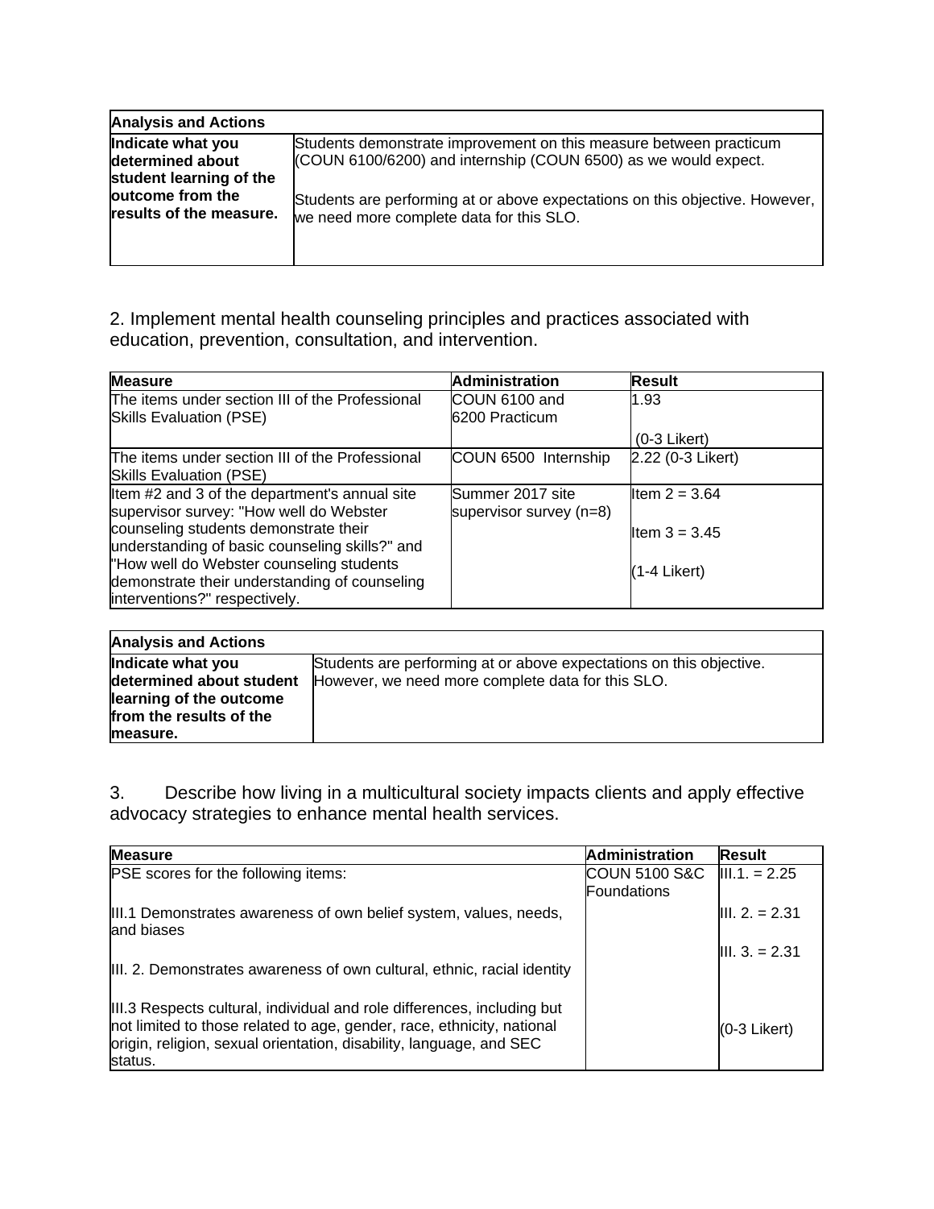| Analysis and Actions | |
|---|---|
| **Indicate what you determined about student learning of the outcome from the results of the measure.** | Students demonstrate improvement on this measure between practicum (COUN 6100/6200) and internship (COUN 6500) as we would expect.<br><br>Students are performing at or above expectations on this objective. However, we need more complete data for this SLO. |

2. Implement mental health counseling principles and practices associated with education, prevention, consultation, and intervention.

| Measure | Administration | Result |
|---|---|---|
| The items under section III of the Professional Skills Evaluation (PSE) | COUN 6100 and 6200 Practicum | 1.93<br><br>(0-3 Likert) |
| The items under section III of the Professional Skills Evaluation (PSE) | COUN 6500 Internship | 2.22 (0-3 Likert) |
| Item #2 and 3 of the department's annual site supervisor survey: "How well do Webster counseling students demonstrate their understanding of basic counseling skills?" and "How well do Webster counseling students demonstrate their understanding of counseling interventions?" respectively. | Summer 2017 site supervisor survey (n=8) | Item 2 = 3.64<br><br>Item 3 = 3.45<br><br>(1-4 Likert) |

| Analysis and Actions | |
|---|---|
| **Indicate what you determined about student learning of the outcome from the results of the measure.** | Students are performing at or above expectations on this objective. However, we need more complete data for this SLO. |

3. Describe how living in a multicultural society impacts clients and apply effective advocacy strategies to enhance mental health services.

| Measure | Administration | Result |
|---|---|---|
| PSE scores for the following items:<br><br>III.1 Demonstrates awareness of own belief system, values, needs, and biases<br><br>III. 2. Demonstrates awareness of own cultural, ethnic, racial identity<br><br>III.3 Respects cultural, individual and role differences, including but not limited to those related to age, gender, race, ethnicity, national origin, religion, sexual orientation, disability, language, and SEC status. | COUN 5100 S&C Foundations | III.1. = 2.25<br><br>III. 2. = 2.31<br><br>III. 3. = 2.31<br><br>(0-3 Likert) |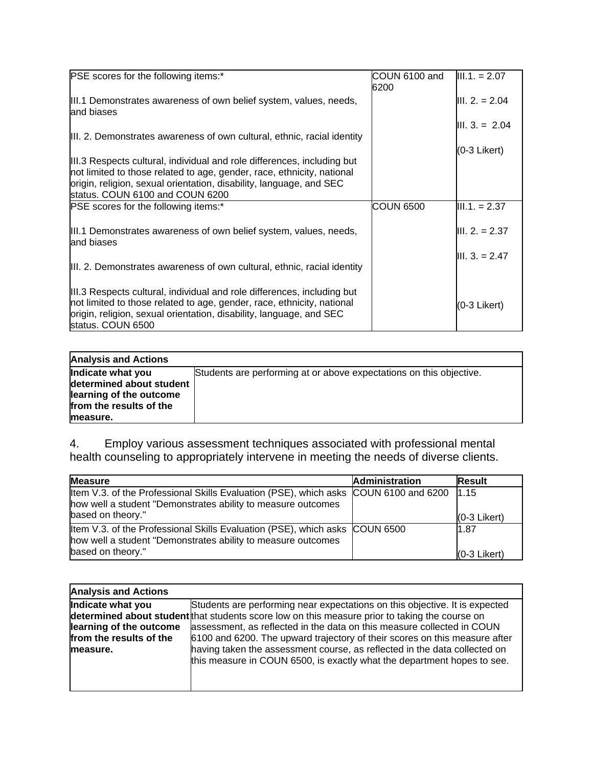| | | |
|---|---|---|
| PSE scores for the following items:*<br><br>III.1 Demonstrates awareness of own belief system, values, needs, and biases<br><br>III. 2. Demonstrates awareness of own cultural, ethnic, racial identity<br><br>III.3 Respects cultural, individual and role differences, including but not limited to those related to age, gender, race, ethnicity, national origin, religion, sexual orientation, disability, language, and SEC status. COUN 6100 and COUN 6200 | COUN 6100 and 6200 | III.1. = 2.07<br><br>III. 2. = 2.04<br><br>III. 3. = 2.04<br><br>(0-3 Likert) |
| PSE scores for the following items:*<br><br>III.1 Demonstrates awareness of own belief system, values, needs, and biases<br><br>III. 2. Demonstrates awareness of own cultural, ethnic, racial identity<br><br>III.3 Respects cultural, individual and role differences, including but not limited to those related to age, gender, race, ethnicity, national origin, religion, sexual orientation, disability, language, and SEC status. COUN 6500 | COUN 6500 | III.1. = 2.37<br><br>III. 2. = 2.37<br><br>III. 3. = 2.47<br><br>(0-3 Likert) |

| **Analysis and Actions** | |
|---|---|
| **Indicate what you determined about student learning of the outcome from the results of the measure.** | Students are performing at or above expectations on this objective. |

4. Employ various assessment techniques associated with professional mental health counseling to appropriately intervene in meeting the needs of diverse clients.

| **Measure** | **Administration** | **Result** |
|---|---|---|
| Item V.3. of the Professional Skills Evaluation (PSE), which asks how well a student "Demonstrates ability to measure outcomes based on theory." | COUN 6100 and 6200 | 1.15<br><br>(0-3 Likert) |
| Item V.3. of the Professional Skills Evaluation (PSE), which asks how well a student "Demonstrates ability to measure outcomes based on theory." | COUN 6500 | 1.87<br><br>(0-3 Likert) |

| **Analysis and Actions** | |
|---|---|
| **Indicate what you determined about student learning of the outcome from the results of the measure.** | Students are performing near expectations on this objective. It is expected that students score low on this measure prior to taking the course on assessment, as reflected in the data on this measure collected in COUN 6100 and 6200. The upward trajectory of their scores on this measure after having taken the assessment course, as reflected in the data collected on this measure in COUN 6500, is exactly what the department hopes to see. |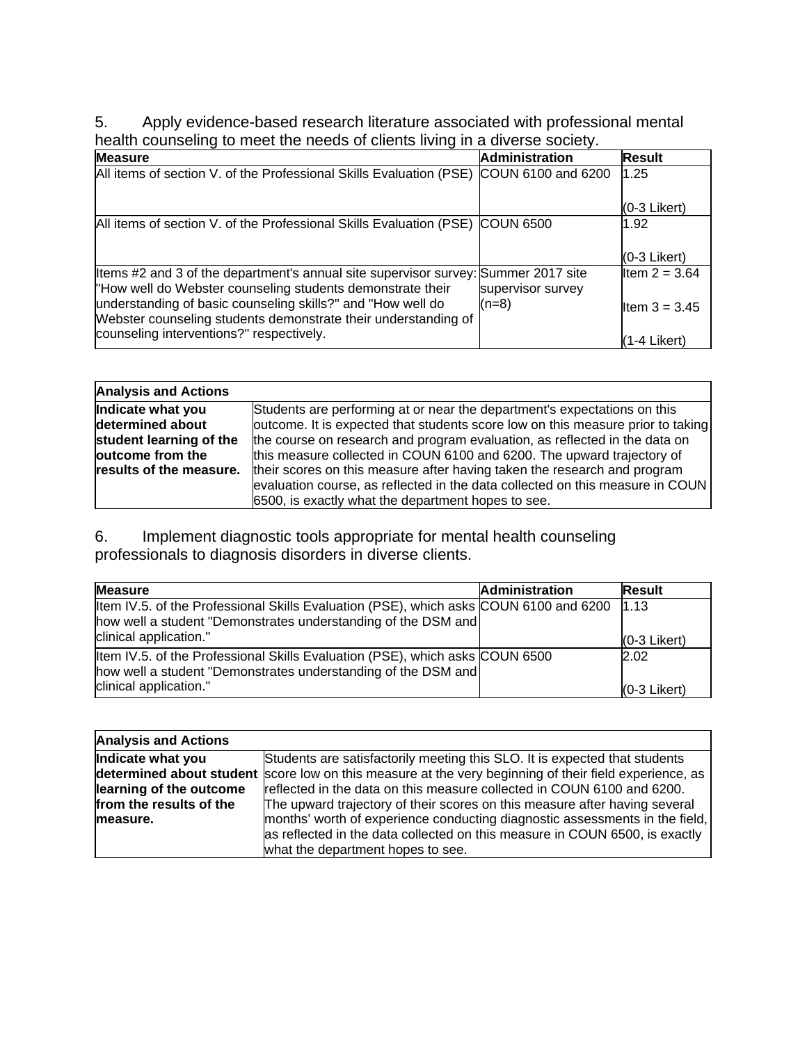5. Apply evidence-based research literature associated with professional mental health counseling to meet the needs of clients living in a diverse society.

| Measure | Administration | Result |
| --- | --- | --- |
| All items of section V. of the Professional Skills Evaluation (PSE) | COUN 6100 and 6200 | 1.25<br><br>(0-3 Likert) |
| All items of section V. of the Professional Skills Evaluation (PSE) | COUN 6500 | 1.92<br><br>(0-3 Likert) |
| Items #2 and 3 of the department's annual site supervisor survey: "How well do Webster counseling students demonstrate their understanding of basic counseling skills?" and "How well do Webster counseling students demonstrate their understanding of counseling interventions?" respectively. | Summer 2017 site supervisor survey (n=8) | Item 2 = 3.64<br><br>Item 3 = 3.45<br><br>(1-4 Likert) |

| Analysis and Actions | |
| --- | --- |
| **Indicate what you determined about student learning of the outcome from the results of the measure.** | Students are performing at or near the department's expectations on this outcome. It is expected that students score low on this measure prior to taking the course on research and program evaluation, as reflected in the data on this measure collected in COUN 6100 and 6200. The upward trajectory of their scores on this measure after having taken the research and program evaluation course, as reflected in the data collected on this measure in COUN 6500, is exactly what the department hopes to see. |

6. Implement diagnostic tools appropriate for mental health counseling professionals to diagnosis disorders in diverse clients.

| Measure | Administration | Result |
| --- | --- | --- |
| Item IV.5. of the Professional Skills Evaluation (PSE), which asks how well a student "Demonstrates understanding of the DSM and clinical application." | COUN 6100 and 6200 | 1.13<br><br>(0-3 Likert) |
| Item IV.5. of the Professional Skills Evaluation (PSE), which asks how well a student "Demonstrates understanding of the DSM and clinical application." | COUN 6500 | 2.02<br><br>(0-3 Likert) |

| Analysis and Actions | |
| --- | --- |
| **Indicate what you determined about student learning of the outcome from the results of the measure.** | Students are satisfactorily meeting this SLO. It is expected that students score low on this measure at the very beginning of their field experience, as reflected in the data on this measure collected in COUN 6100 and 6200. The upward trajectory of their scores on this measure after having several months' worth of experience conducting diagnostic assessments in the field, as reflected in the data collected on this measure in COUN 6500, is exactly what the department hopes to see. |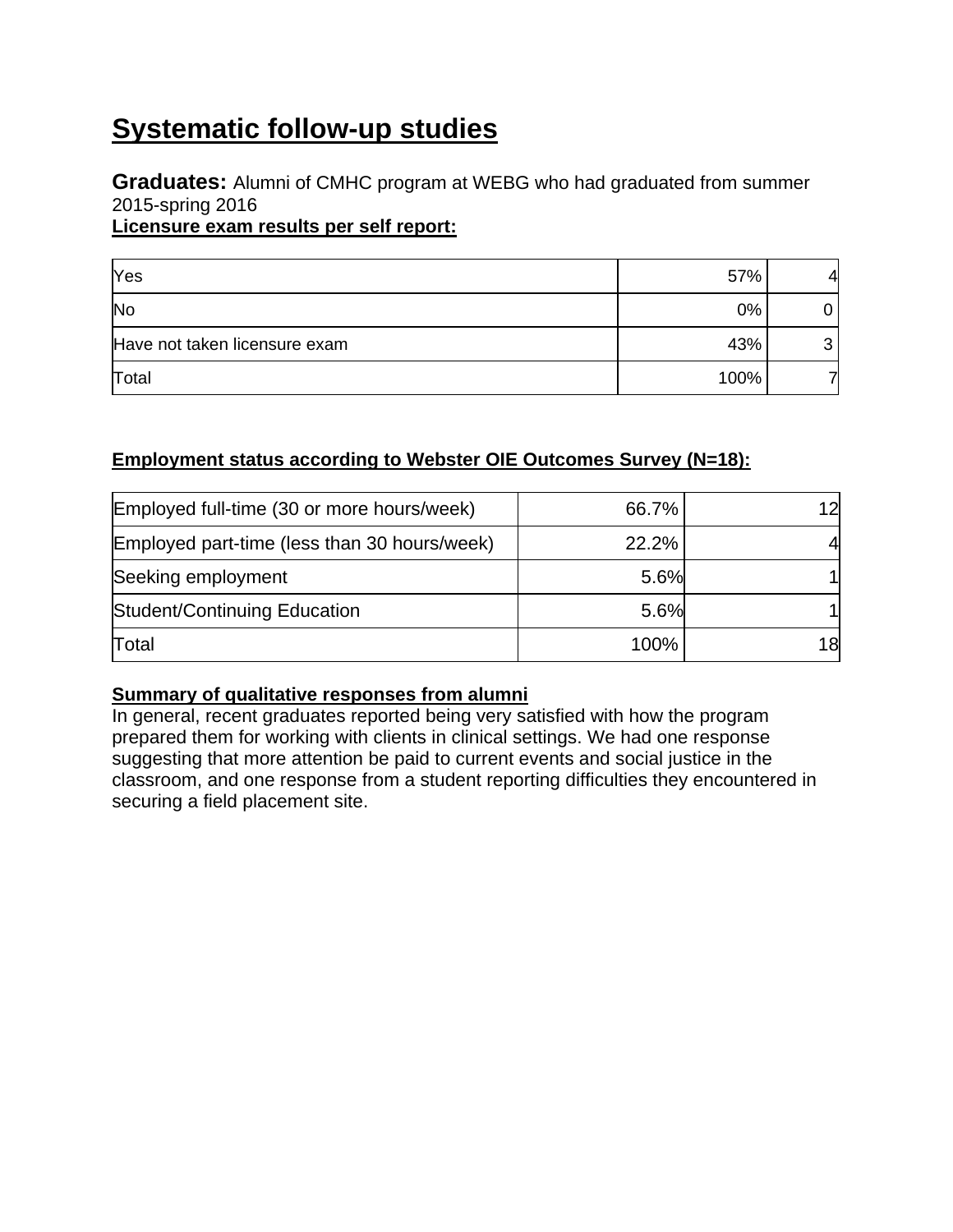# Systematic follow-up studies

**Graduates:** Alumni of CMHC program at WEBG who had graduated from summer 2015-spring 2016

**Licensure exam results per self report:**

| | | |
|---|---|---|
| Yes | 57% | 4 |
| No | 0% | 0 |
| Have not taken licensure exam | 43% | 3 |
| Total | 100% | 7 |

**Employment status according to Webster OIE Outcomes Survey (N=18):**

| | | |
|---|---|---|
| Employed full-time (30 or more hours/week) | 66.7% | 12 |
| Employed part-time (less than 30 hours/week) | 22.2% | 4 |
| Seeking employment | 5.6% | 1 |
| Student/Continuing Education | 5.6% | 1 |
| Total | 100% | 18 |

**Summary of qualitative responses from alumni**

In general, recent graduates reported being very satisfied with how the program prepared them for working with clients in clinical settings. We had one response suggesting that more attention be paid to current events and social justice in the classroom, and one response from a student reporting difficulties they encountered in securing a field placement site.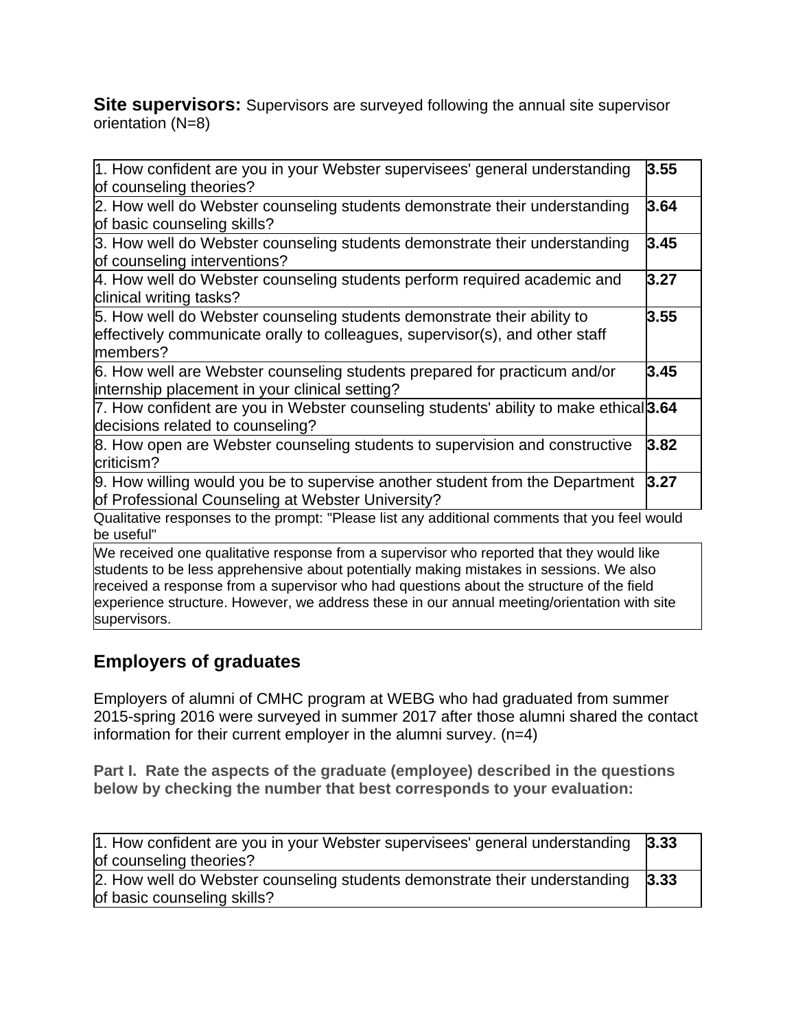**Site supervisors:** Supervisors are surveyed following the annual site supervisor orientation (N=8)

| | |
|---|---|
| 1. How confident are you in your Webster supervisees' general understanding of counseling theories? | **3.55** |
| 2. How well do Webster counseling students demonstrate their understanding of basic counseling skills? | **3.64** |
| 3. How well do Webster counseling students demonstrate their understanding of counseling interventions? | **3.45** |
| 4. How well do Webster counseling students perform required academic and clinical writing tasks? | **3.27** |
| 5. How well do Webster counseling students demonstrate their ability to effectively communicate orally to colleagues, supervisor(s), and other staff members? | **3.55** |
| 6. How well are Webster counseling students prepared for practicum and/or internship placement in your clinical setting? | **3.45** |
| 7. How confident are you in Webster counseling students' ability to make ethical decisions related to counseling? | **3.64** |
| 8. How open are Webster counseling students to supervision and constructive criticism? | **3.82** |
| 9. How willing would you be to supervise another student from the Department of Professional Counseling at Webster University? | **3.27** |

Qualitative responses to the prompt: "Please list any additional comments that you feel would be useful"

| |
|---|
| We received one qualitative response from a supervisor who reported that they would like students to be less apprehensive about potentially making mistakes in sessions. We also received a response from a supervisor who had questions about the structure of the field experience structure. However, we address these in our annual meeting/orientation with site supervisors. |

## Employers of graduates

Employers of alumni of CMHC program at WEBG who had graduated from summer 2015-spring 2016 were surveyed in summer 2017 after those alumni shared the contact information for their current employer in the alumni survey. (n=4)

**Part I. Rate the aspects of the graduate (employee) described in the questions below by checking the number that best corresponds to your evaluation:**

| | |
|---|---|
| 1. How confident are you in your Webster supervisees' general understanding of counseling theories? | **3.33** |
| 2. How well do Webster counseling students demonstrate their understanding of basic counseling skills? | **3.33** |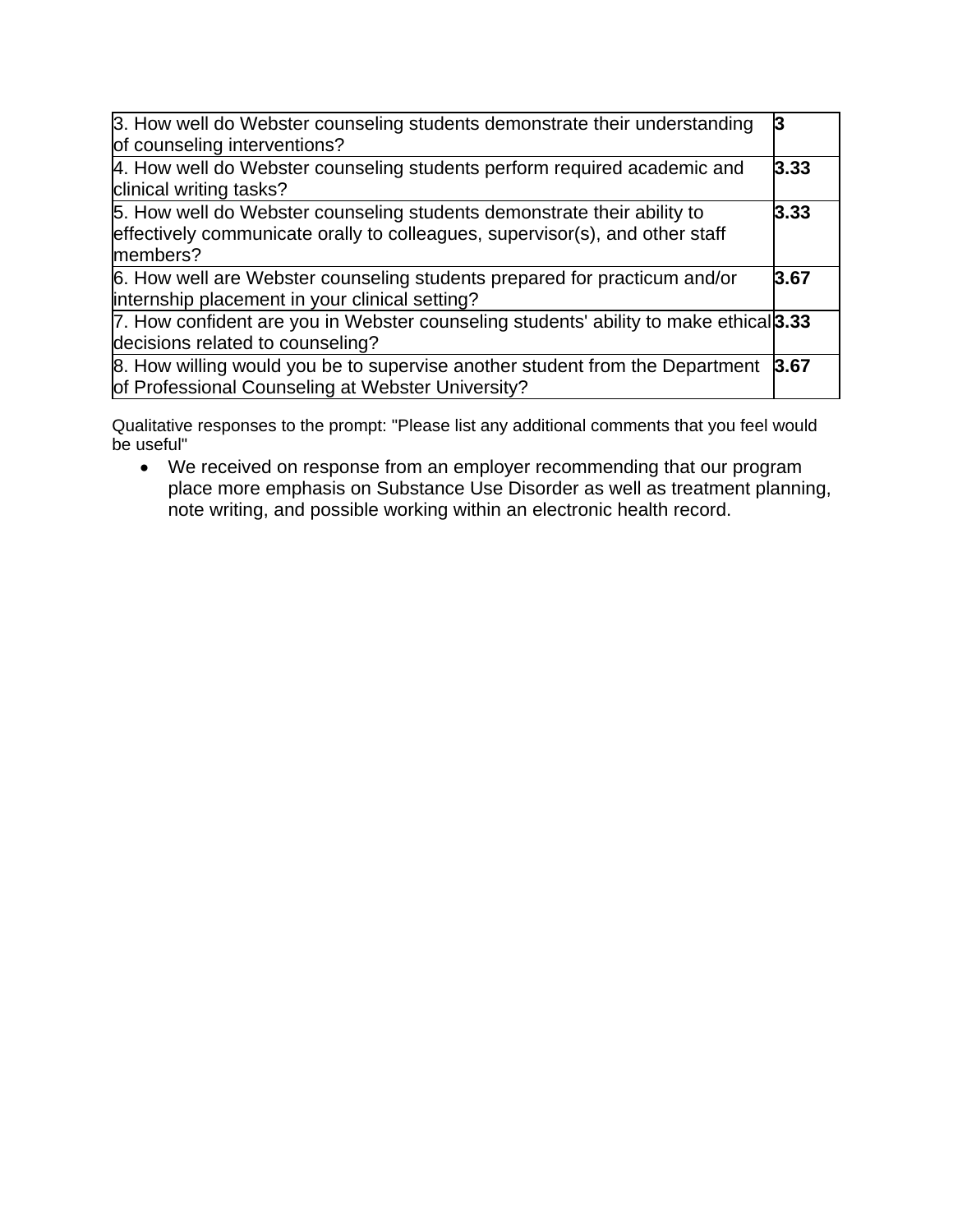| | |
|---|---|
| 3. How well do Webster counseling students demonstrate their understanding of counseling interventions? | **3** |
| 4. How well do Webster counseling students perform required academic and clinical writing tasks? | **3.33** |
| 5. How well do Webster counseling students demonstrate their ability to effectively communicate orally to colleagues, supervisor(s), and other staff members? | **3.33** |
| 6. How well are Webster counseling students prepared for practicum and/or internship placement in your clinical setting? | **3.67** |
| 7. How confident are you in Webster counseling students' ability to make ethical decisions related to counseling? | **3.33** |
| 8. How willing would you be to supervise another student from the Department of Professional Counseling at Webster University? | **3.67** |

Qualitative responses to the prompt: "Please list any additional comments that you feel would be useful"

- We received on response from an employer recommending that our program place more emphasis on Substance Use Disorder as well as treatment planning, note writing, and possible working within an electronic health record.